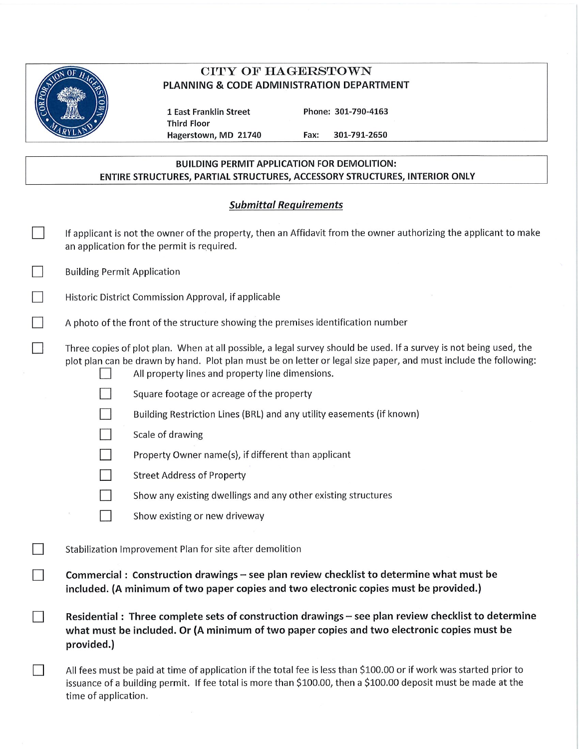# CITY OF HAGERSTOWN

## PLANNING & CODE ADMINISTRATION DEPARTMENT

1 East Franklin Street
Third Floor
Hagerstown, MD 21740

Phone: 301-790-4163
Fax: 301-791-2650

## BUILDING PERMIT APPLICATION FOR DEMOLITION: ENTIRE STRUCTURES, PARTIAL STRUCTURES, ACCESSORY STRUCTURES, INTERIOR ONLY

### ***Submittal Requirements***

- ☐ If applicant is not the owner of the property, then an Affidavit from the owner authorizing the applicant to make an application for the permit is required.
- ☐ Building Permit Application
- ☐ Historic District Commission Approval, if applicable
- ☐ A photo of the front of the structure showing the premises identification number
- ☐ Three copies of plot plan. When at all possible, a legal survey should be used. If a survey is not being used, the plot plan can be drawn by hand. Plot plan must be on letter or legal size paper, and must include the following:
  - ☐ All property lines and property line dimensions.
  - ☐ Square footage or acreage of the property
  - ☐ Building Restriction Lines (BRL) and any utility easements (if known)
  - ☐ Scale of drawing
  - ☐ Property Owner name(s), if different than applicant
  - ☐ Street Address of Property
  - ☐ Show any existing dwellings and any other existing structures
  - ☐ Show existing or new driveway
- ☐ Stabilization Improvement Plan for site after demolition
- ☐ **Commercial : Construction drawings – see plan review checklist to determine what must be included. (A minimum of two paper copies and two electronic copies must be provided.)**
- ☐ **Residential : Three complete sets of construction drawings – see plan review checklist to determine what must be included. Or (A minimum of two paper copies and two electronic copies must be provided.)**
- ☐ All fees must be paid at time of application if the total fee is less than $100.00 or if work was started prior to issuance of a building permit. If fee total is more than $100.00, then a $100.00 deposit must be made at the time of application.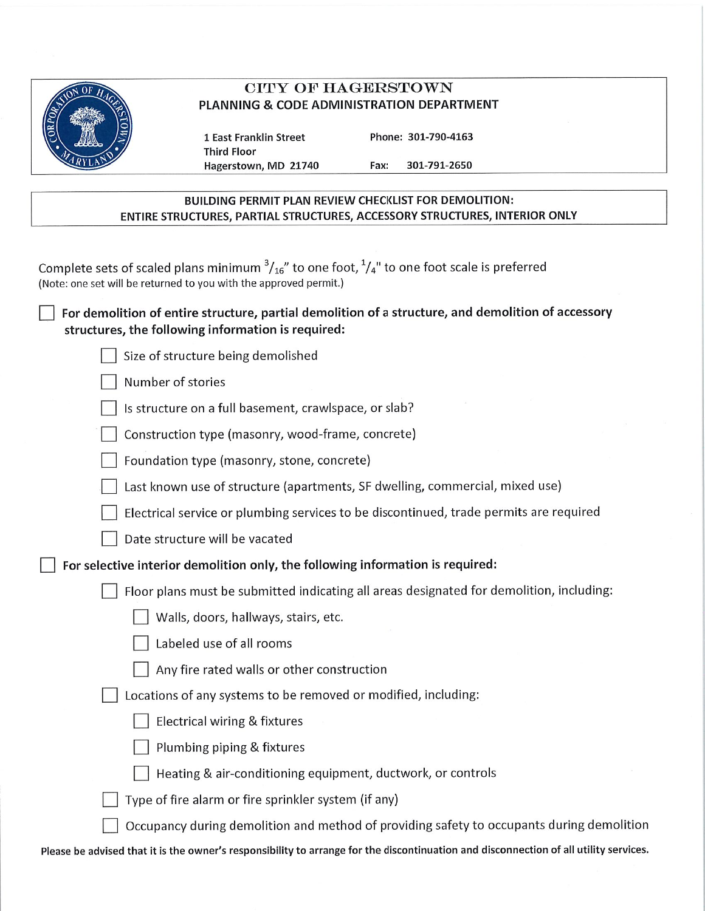# CITY OF HAGERSTOWN

## PLANNING & CODE ADMINISTRATION DEPARTMENT

1 East Franklin Street
Third Floor
Hagerstown, MD 21740

Phone: 301-790-4163
Fax: 301-791-2650

## BUILDING PERMIT PLAN REVIEW CHECKLIST FOR DEMOLITION: ENTIRE STRUCTURES, PARTIAL STRUCTURES, ACCESSORY STRUCTURES, INTERIOR ONLY

Complete sets of scaled plans minimum $^{3}/_{16}$" to one foot, $^{1}/_{4}$" to one foot scale is preferred
(Note: one set will be returned to you with the approved permit.)

- [ ] **For demolition of entire structure, partial demolition of a structure, and demolition of accessory structures, the following information is required:**
  - [ ] Size of structure being demolished
  - [ ] Number of stories
  - [ ] Is structure on a full basement, crawlspace, or slab?
  - [ ] Construction type (masonry, wood-frame, concrete)
  - [ ] Foundation type (masonry, stone, concrete)
  - [ ] Last known use of structure (apartments, SF dwelling, commercial, mixed use)
  - [ ] Electrical service or plumbing services to be discontinued, trade permits are required
  - [ ] Date structure will be vacated
- [ ] **For selective interior demolition only, the following information is required:**
  - [ ] Floor plans must be submitted indicating all areas designated for demolition, including:
    - [ ] Walls, doors, hallways, stairs, etc.
    - [ ] Labeled use of all rooms
    - [ ] Any fire rated walls or other construction
  - [ ] Locations of any systems to be removed or modified, including:
    - [ ] Electrical wiring & fixtures
    - [ ] Plumbing piping & fixtures
    - [ ] Heating & air-conditioning equipment, ductwork, or controls
  - [ ] Type of fire alarm or fire sprinkler system (if any)
  - [ ] Occupancy during demolition and method of providing safety to occupants during demolition

**Please be advised that it is the owner's responsibility to arrange for the discontinuation and disconnection of all utility services.**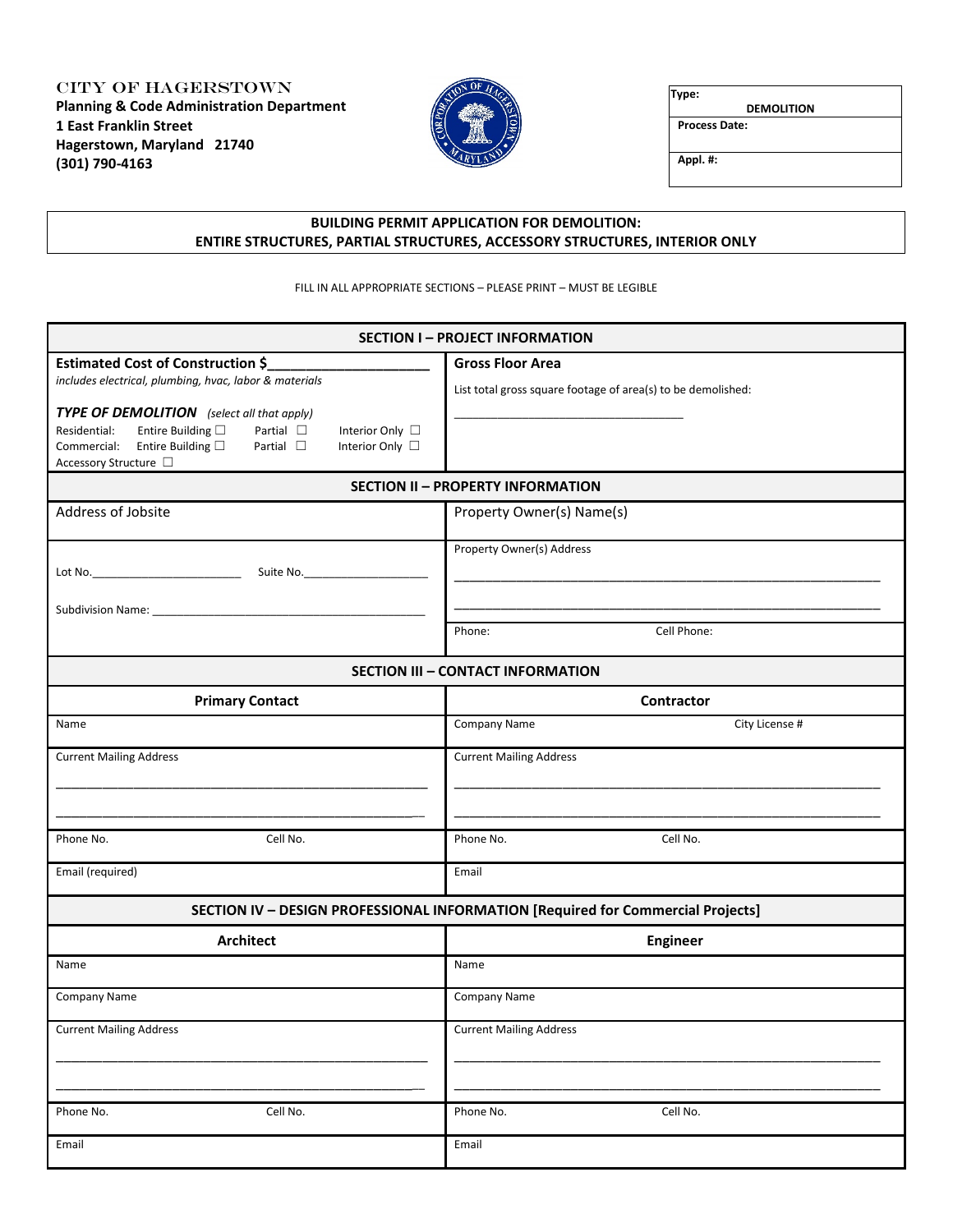CITY OF HAGERSTOWN
**Planning & Code Administration Department**
**1 East Franklin Street**
**Hagerstown, Maryland 21740**
**(301) 790-4163**

| **Type:** DEMOLITION |
|---|
| **Process Date:** |
| **Appl. #:** |

## BUILDING PERMIT APPLICATION FOR DEMOLITION: ENTIRE STRUCTURES, PARTIAL STRUCTURES, ACCESSORY STRUCTURES, INTERIOR ONLY

FILL IN ALL APPROPRIATE SECTIONS – PLEASE PRINT – MUST BE LEGIBLE

### SECTION I – PROJECT INFORMATION

| | |
|---|---|
| **Estimated Cost of Construction $**_____________________<br>*includes electrical, plumbing, hvac, labor & materials*<br><br>***TYPE OF DEMOLITION*** *(select all that apply)*<br>Residential: Entire Building ☐ Partial ☐ Interior Only ☐<br>Commercial: Entire Building ☐ Partial ☐ Interior Only ☐<br>Accessory Structure ☐ | **Gross Floor Area**<br>List total gross square footage of area(s) to be demolished:<br>___________________________________ |

### SECTION II – PROPERTY INFORMATION

| | |
|---|---|
| Address of Jobsite | Property Owner(s) Name(s) |
| Lot No.________________________ Suite No.____________________<br><br>Subdivision Name: ___________________________________________ | Property Owner(s) Address<br>_______________________________________________________________<br>_______________________________________________________________ |
| | Phone: Cell Phone: |

### SECTION III – CONTACT INFORMATION

| **Primary Contact** | **Contractor** |
|---|---|
| Name | Company Name City License # |
| Current Mailing Address<br>_______________________________________________________<br>_______________________________________________________ | Current Mailing Address<br>_______________________________________________________________<br>_______________________________________________________________ |
| Phone No. Cell No. | Phone No. Cell No. |
| Email (required) | Email |

### SECTION IV – DESIGN PROFESSIONAL INFORMATION [Required for Commercial Projects]

| **Architect** | **Engineer** |
|---|---|
| Name | Name |
| Company Name | Company Name |
| Current Mailing Address<br>_______________________________________________________<br>_______________________________________________________ | Current Mailing Address<br>_______________________________________________________________<br>_______________________________________________________________ |
| Phone No. Cell No. | Phone No. Cell No. |
| Email | Email |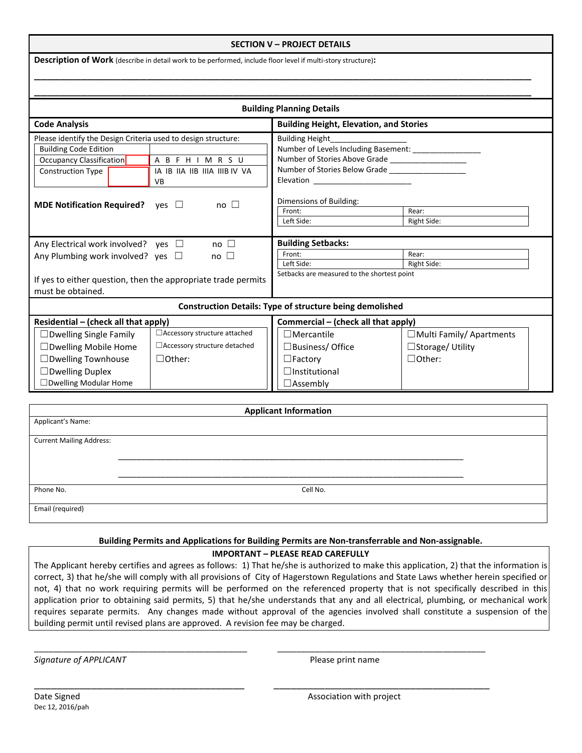## SECTION V – PROJECT DETAILS

**Description of Work** (describe in detail work to be performed, include floor level if multi-story structure)**:**

\_\_\_\_\_\_\_\_\_\_\_\_\_\_\_\_\_\_\_\_\_\_\_\_\_\_\_\_\_\_\_\_\_\_\_\_\_\_\_\_\_\_\_\_\_\_\_\_\_\_\_\_\_\_\_\_\_\_\_\_\_\_\_\_\_\_\_\_\_\_\_\_\_\_\_\_\_\_

\_\_\_\_\_\_\_\_\_\_\_\_\_\_\_\_\_\_\_\_\_\_\_\_\_\_\_\_\_\_\_\_\_\_\_\_\_\_\_\_\_\_\_\_\_\_\_\_\_\_\_\_\_\_\_\_\_\_\_\_\_\_\_\_\_\_\_\_\_\_\_\_\_\_\_\_\_\_

### Building Planning Details

#### Code Analysis

Please identify the Design Criteria used to design structure:

| | | |
|---|---|---|
| Building Code Edition | | |
| Occupancy Classification | | A B F H I M R S U |
| Construction Type | | IA IB IIA IIB IIIA IIIB IV VA VB |

**MDE Notification Required?** yes ☐ no ☐

Any Electrical work involved? yes ☐ no ☐

Any Plumbing work involved? yes ☐ no ☐

If yes to either question, then the appropriate trade permits must be obtained.

#### Building Height, Elevation, and Stories

Building Height\_\_\_\_\_\_\_\_\_\_\_\_\_\_\_\_\_\_

Number of Levels Including Basement: \_\_\_\_\_\_\_\_\_\_\_\_\_\_\_\_

Number of Stories Above Grade \_\_\_\_\_\_\_\_\_\_\_\_\_\_\_\_\_\_

Number of Stories Below Grade \_\_\_\_\_\_\_\_\_\_\_\_\_\_\_\_\_\_

Elevation \_\_\_\_\_\_\_\_\_\_\_\_\_\_\_\_\_\_\_\_\_\_\_\_

Dimensions of Building:

| | |
|---|---|
| Front: | Rear: |
| Left Side: | Right Side: |

**Building Setbacks:**

| | |
|---|---|
| Front: | Rear: |
| Left Side: | Right Side: |

Setbacks are measured to the shortest point

### Construction Details: Type of structure being demolished

**Residential – (check all that apply)**

| | |
|---|---|
| ☐Dwelling Single Family | ☐Accessory structure attached |
| ☐Dwelling Mobile Home | ☐Accessory structure detached |
| ☐Dwelling Townhouse | ☐Other: |
| ☐Dwelling Duplex | |
| ☐Dwelling Modular Home | |

**Commercial – (check all that apply)**

| | |
|---|---|
| ☐Mercantile | ☐Multi Family/ Apartments |
| ☐Business/ Office | ☐Storage/ Utility |
| ☐Factory | ☐Other: |
| ☐Institutional | |
| ☐Assembly | |

### Applicant Information

Applicant's Name:

Current Mailing Address:

\_\_\_\_\_\_\_\_\_\_\_\_\_\_\_\_\_\_\_\_\_\_\_\_\_\_\_\_\_\_\_\_\_\_\_\_\_\_\_\_\_\_\_\_\_\_\_\_\_\_\_\_\_\_\_\_\_\_\_\_\_\_\_\_\_\_\_\_\_\_\_\_

\_\_\_\_\_\_\_\_\_\_\_\_\_\_\_\_\_\_\_\_\_\_\_\_\_\_\_\_\_\_\_\_\_\_\_\_\_\_\_\_\_\_\_\_\_\_\_\_\_\_\_\_\_\_\_\_\_\_\_\_\_\_\_\_\_\_\_\_\_\_\_\_

Phone No. Cell No.

Email (required)

**Building Permits and Applications for Building Permits are Non-transferrable and Non-assignable.**

**IMPORTANT – PLEASE READ CAREFULLY**

The Applicant hereby certifies and agrees as follows: 1) That he/she is authorized to make this application, 2) that the information is correct, 3) that he/she will comply with all provisions of City of Hagerstown Regulations and State Laws whether herein specified or not, 4) that no work requiring permits will be performed on the referenced property that is not specifically described in this application prior to obtaining said permits, 5) that he/she understands that any and all electrical, plumbing, or mechanical work requires separate permits. Any changes made without approval of the agencies involved shall constitute a suspension of the building permit until revised plans are approved. A revision fee may be charged.

\_\_\_\_\_\_\_\_\_\_\_\_\_\_\_\_\_\_\_\_\_\_\_\_\_\_\_\_\_\_\_\_\_\_\_\_\_\_\_\_\_\_\_\_ \_\_\_\_\_\_\_\_\_\_\_\_\_\_\_\_\_\_\_\_\_\_\_\_\_\_\_\_\_\_\_\_\_\_\_\_\_\_\_\_\_\_\_\_

*Signature of APPLICANT* Please print name

\_\_\_\_\_\_\_\_\_\_\_\_\_\_\_\_\_\_\_\_\_\_\_\_\_\_\_\_\_\_\_\_\_\_\_\_\_\_\_\_\_\_\_\_ \_\_\_\_\_\_\_\_\_\_\_\_\_\_\_\_\_\_\_\_\_\_\_\_\_\_\_\_\_\_\_\_\_\_\_\_\_\_\_\_\_\_\_\_

Date Signed Association with project

Dec 12, 2016/pah